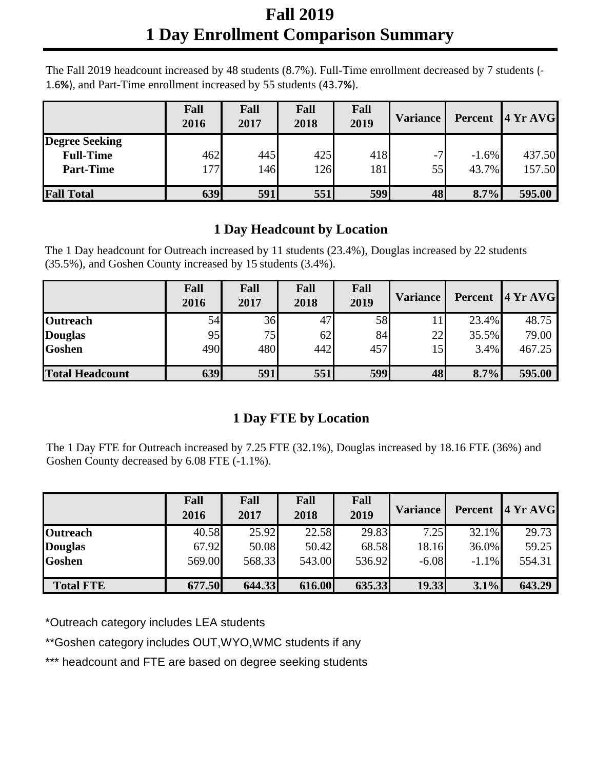# Fall 2019
# 1 Day Enrollment Comparison Summary

The Fall 2019 headcount increased by 48 students (8.7%). Full-Time enrollment decreased by 7 students (-1.6%), and Part-Time enrollment increased by 55 students (43.7%).

| | Fall 2016 | Fall 2017 | Fall 2018 | Fall 2019 | Variance | Percent | 4 Yr AVG |
|---|---|---|---|---|---|---|---|
| **Degree Seeking** | | | | | | | |
| **Full-Time** | 462 | 445 | 425 | 418 | -7 | -1.6% | 437.50 |
| **Part-Time** | 177 | 146 | 126 | 181 | 55 | 43.7% | 157.50 |
| **Fall Total** | **639** | **591** | **551** | **599** | **48** | **8.7%** | **595.00** |

## 1 Day Headcount by Location

The 1 Day headcount for Outreach increased by 11 students (23.4%), Douglas increased by 22 students (35.5%), and Goshen County increased by 15 students (3.4%).

| | Fall 2016 | Fall 2017 | Fall 2018 | Fall 2019 | Variance | Percent | 4 Yr AVG |
|---|---|---|---|---|---|---|---|
| **Outreach** | 54 | 36 | 47 | 58 | 11 | 23.4% | 48.75 |
| **Douglas** | 95 | 75 | 62 | 84 | 22 | 35.5% | 79.00 |
| **Goshen** | 490 | 480 | 442 | 457 | 15 | 3.4% | 467.25 |
| **Total Headcount** | **639** | **591** | **551** | **599** | **48** | **8.7%** | **595.00** |

## 1 Day FTE by Location

The 1 Day FTE for Outreach increased by 7.25 FTE (32.1%), Douglas increased by 18.16 FTE (36%) and Goshen County decreased by 6.08 FTE (-1.1%).

| | Fall 2016 | Fall 2017 | Fall 2018 | Fall 2019 | Variance | Percent | 4 Yr AVG |
|---|---|---|---|---|---|---|---|
| **Outreach** | 40.58 | 25.92 | 22.58 | 29.83 | 7.25 | 32.1% | 29.73 |
| **Douglas** | 67.92 | 50.08 | 50.42 | 68.58 | 18.16 | 36.0% | 59.25 |
| **Goshen** | 569.00 | 568.33 | 543.00 | 536.92 | -6.08 | -1.1% | 554.31 |
| **Total FTE** | **677.50** | **644.33** | **616.00** | **635.33** | **19.33** | **3.1%** | **643.29** |

*Outreach category includes LEA students

**Goshen category includes OUT,WYO,WMC students if any

*** headcount and FTE are based on degree seeking students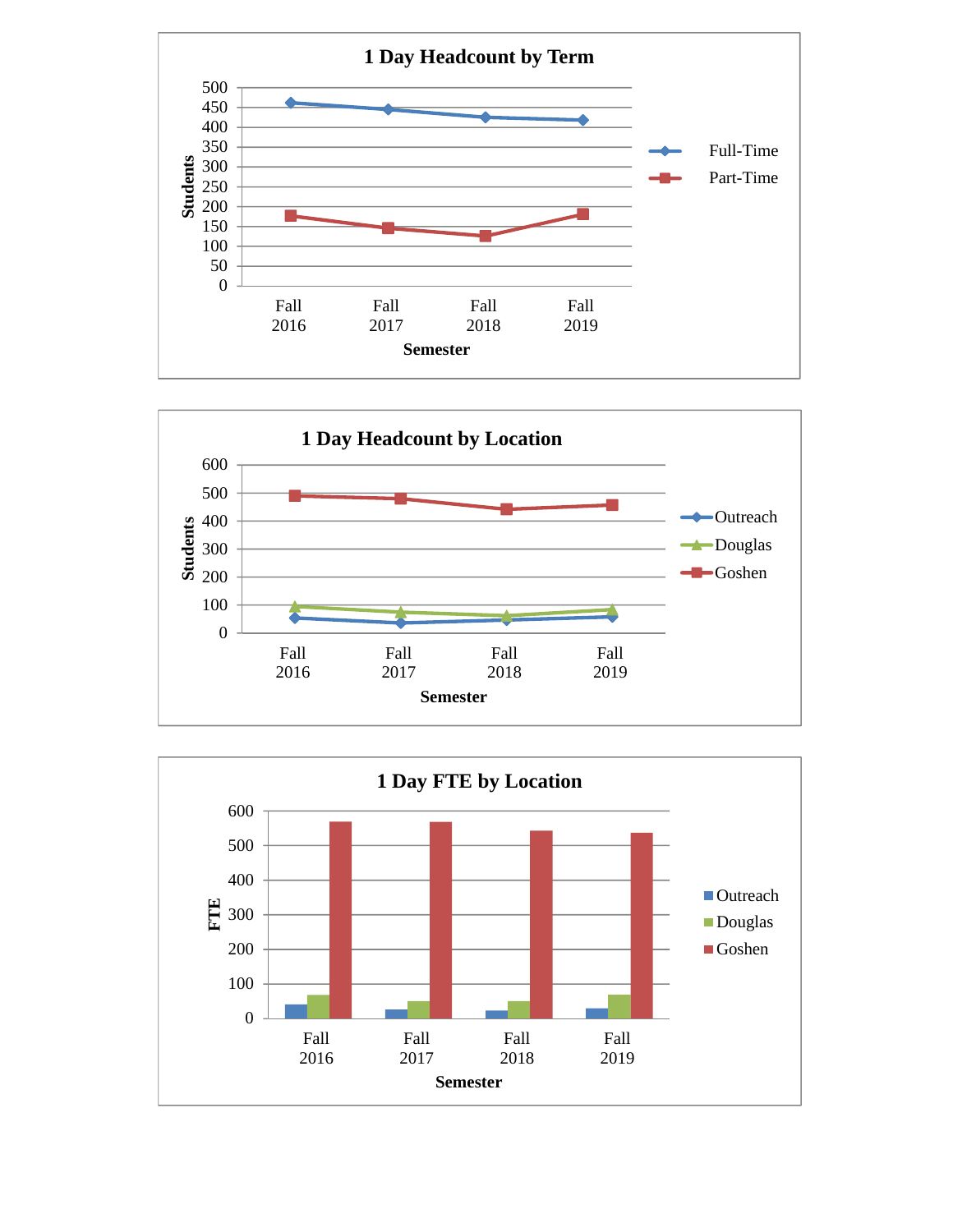1 Day Headcount by Term

Students

500
450
400
350
300
250
200
150
100
50
0

Fall 2016
Fall 2017
Fall 2018
Fall 2019

Semester

Full-Time
Part-Time

1 Day Headcount by Location

Students

600
500
400
300
200
100
0

Fall 2016
Fall 2017
Fall 2018
Fall 2019

Semester

Outreach
Douglas
Goshen

1 Day FTE by Location

FTE

600
500
400
300
200
100
0

Fall 2016
Fall 2017
Fall 2018
Fall 2019

Semester

Outreach
Douglas
Goshen